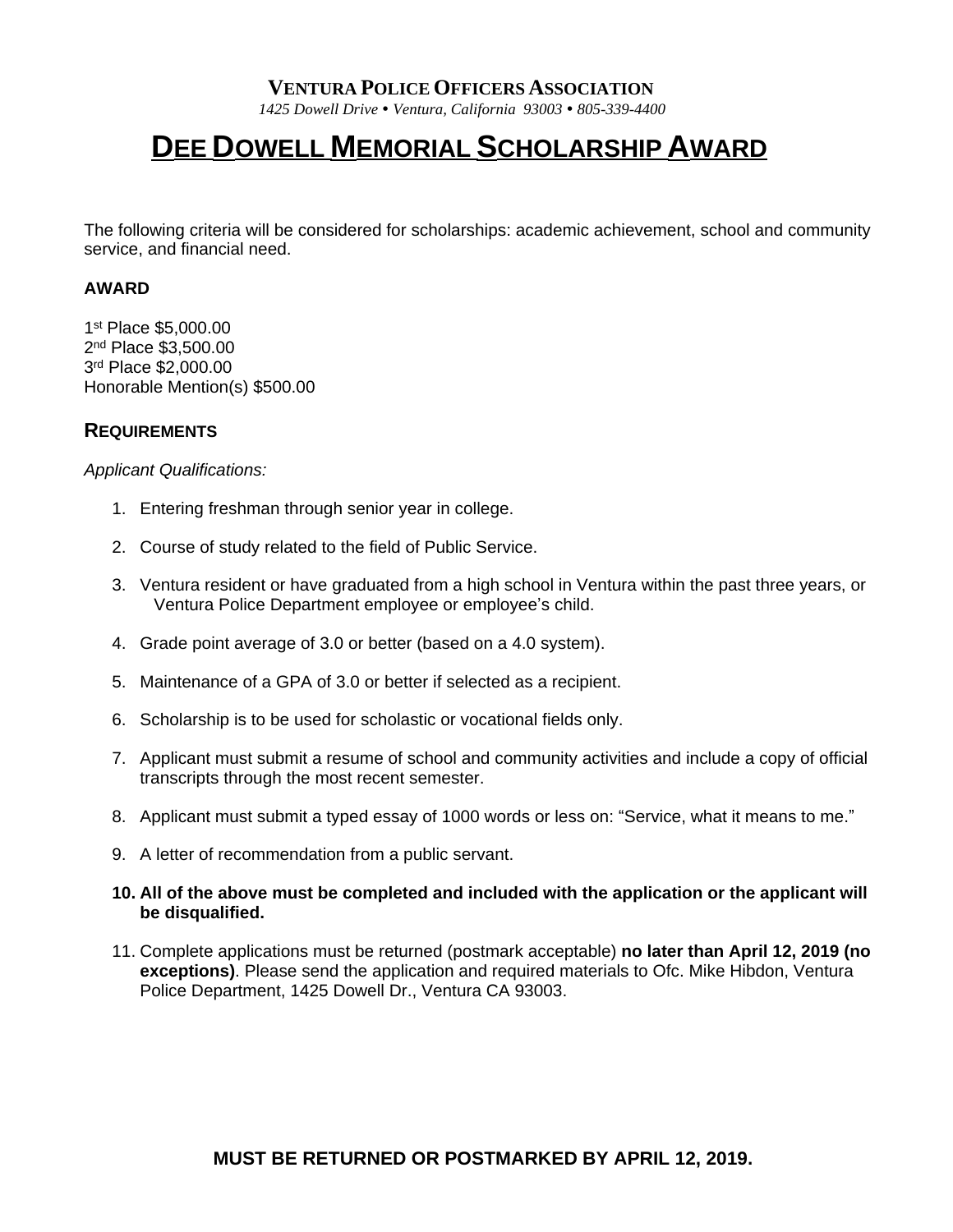**VENTURA POLICE OFFICERS ASSOCIATION**

*1425 Dowell Drive • Ventura, California 93003 • 805-339-4400*

# DEE DOWELL MEMORIAL SCHOLARSHIP AWARD

The following criteria will be considered for scholarships: academic achievement, school and community service, and financial need.

**AWARD**

1st Place $5,000.00
2nd Place $3,500.00
3rd Place $2,000.00
Honorable Mention(s) $500.00

## REQUIREMENTS

*Applicant Qualifications:*

1. Entering freshman through senior year in college.
2. Course of study related to the field of Public Service.
3. Ventura resident or have graduated from a high school in Ventura within the past three years, or Ventura Police Department employee or employee's child.
4. Grade point average of 3.0 or better (based on a 4.0 system).
5. Maintenance of a GPA of 3.0 or better if selected as a recipient.
6. Scholarship is to be used for scholastic or vocational fields only.
7. Applicant must submit a resume of school and community activities and include a copy of official transcripts through the most recent semester.
8. Applicant must submit a typed essay of 1000 words or less on: "Service, what it means to me."
9. A letter of recommendation from a public servant.
10. **All of the above must be completed and included with the application or the applicant will be disqualified.**
11. Complete applications must be returned (postmark acceptable) **no later than April 12, 2019 (no exceptions)**. Please send the application and required materials to Ofc. Mike Hibdon, Ventura Police Department, 1425 Dowell Dr., Ventura CA 93003.

**MUST BE RETURNED OR POSTMARKED BY APRIL 12, 2019.**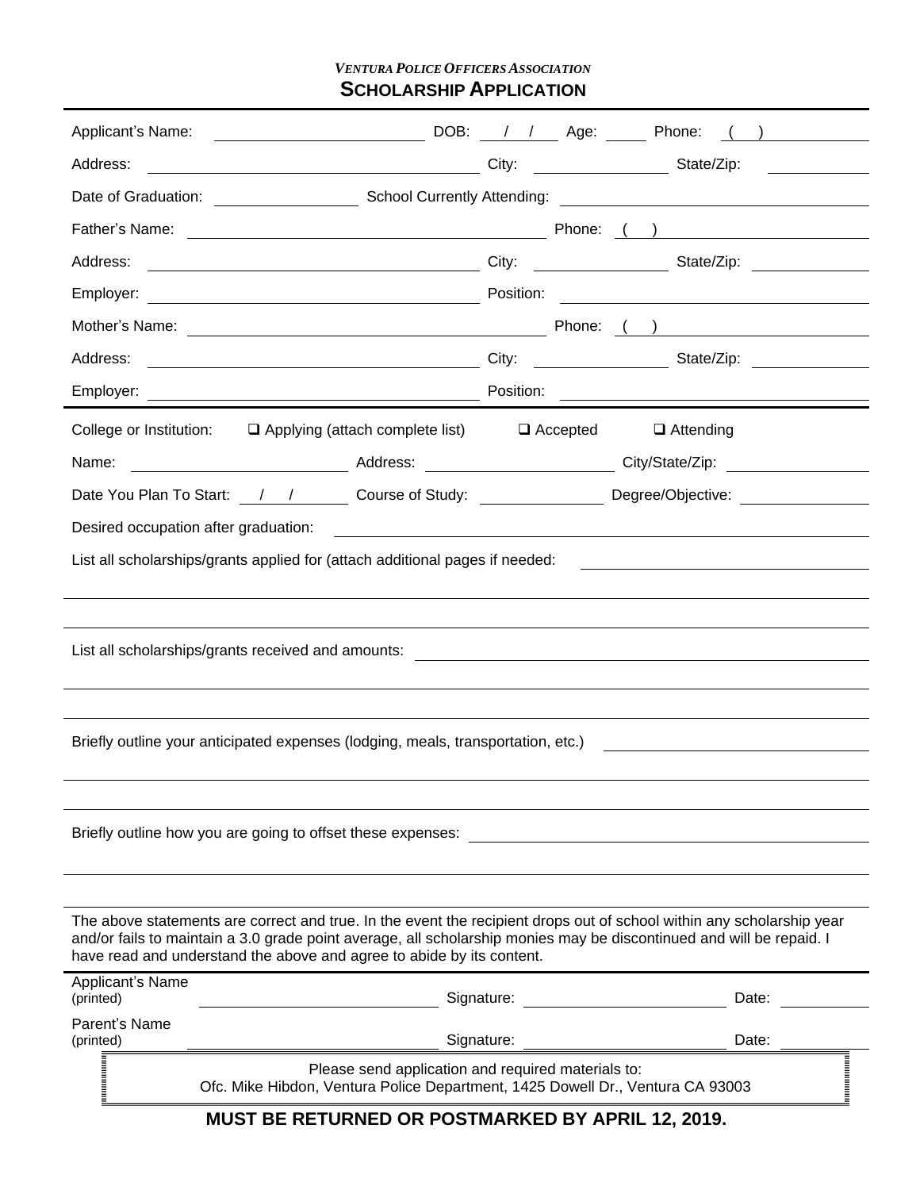*VENTURA POLICE OFFICERS ASSOCIATION*

# SCHOLARSHIP APPLICATION

Applicant's Name: ____________________ DOB: ___/___/___ Age: _____ Phone: (   ) __________

Address: ______________________________ City: ______________ State/Zip: __________

Date of Graduation: ______________ School Currently Attending: ______________________________

Father's Name: ______________________________ Phone: (   ) __________

Address: ______________________________ City: ______________ State/Zip: __________

Employer: ______________________________ Position: ______________________________

Mother's Name: ______________________________ Phone: (   ) __________

Address: ______________________________ City: ______________ State/Zip: __________

Employer: ______________________________ Position: ______________________________

---

College or Institution: ☐ Applying (attach complete list) ☐ Accepted ☐ Attending

Name: ____________________ Address: ____________________ City/State/Zip: ______________

Date You Plan To Start: ___/___/___ Course of Study: ______________ Degree/Objective: ______________

Desired occupation after graduation: ______________________________

List all scholarships/grants applied for (attach additional pages if needed: ______________________________

______________________________________________________________________

______________________________________________________________________

List all scholarships/grants received and amounts: ______________________________

______________________________________________________________________

______________________________________________________________________

Briefly outline your anticipated expenses (lodging, meals, transportation, etc.) ______________________________

______________________________________________________________________

______________________________________________________________________

Briefly outline how you are going to offset these expenses: ______________________________

______________________________________________________________________

______________________________________________________________________

The above statements are correct and true. In the event the recipient drops out of school within any scholarship year and/or fails to maintain a 3.0 grade point average, all scholarship monies may be discontinued and will be repaid. I have read and understand the above and agree to abide by its content.

Applicant's Name (printed) ____________________ Signature: ____________________ Date: __________

Parent's Name (printed) ____________________ Signature: ____________________ Date: __________

Please send application and required materials to:
Ofc. Mike Hibdon, Ventura Police Department, 1425 Dowell Dr., Ventura CA 93003

**MUST BE RETURNED OR POSTMARKED BY APRIL 12, 2019.**